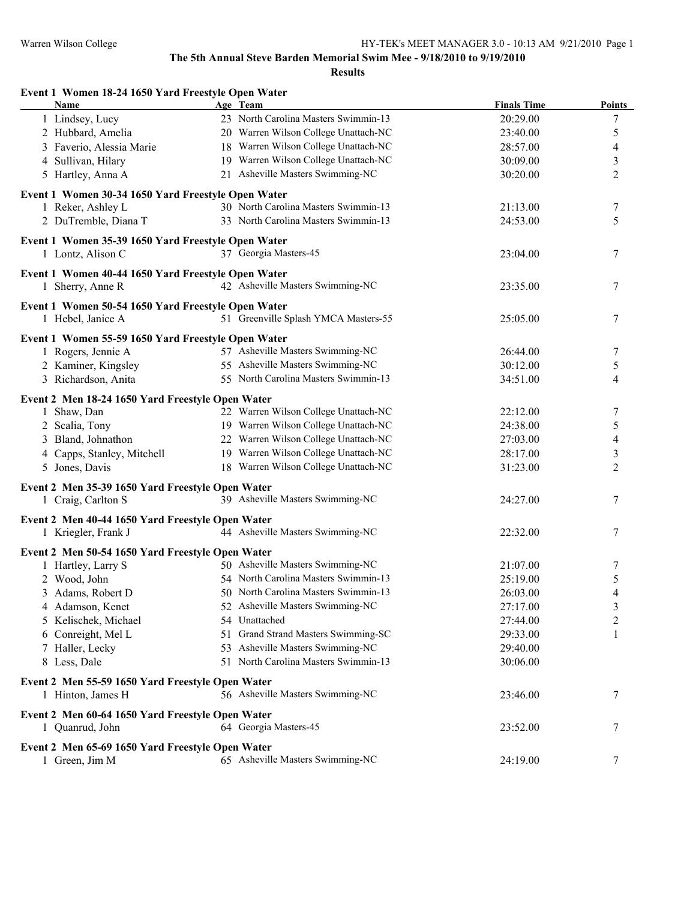**The 5th Annual Steve Barden Memorial Swim Mee - 9/18/2010 to 9/19/2010**

**Results**

### Event 1 Women 18-24 1650 Yard Freestyle Open Water

| | Name | Age | Team | Finals Time | Points |
|---|---|---|---|---|---|
| 1 | Lindsey, Lucy | 23 | North Carolina Masters Swimmin-13 | 20:29.00 | 7 |
| 2 | Hubbard, Amelia | 20 | Warren Wilson College Unattach-NC | 23:40.00 | 5 |
| 3 | Faverio, Alessia Marie | 18 | Warren Wilson College Unattach-NC | 28:57.00 | 4 |
| 4 | Sullivan, Hilary | 19 | Warren Wilson College Unattach-NC | 30:09.00 | 3 |
| 5 | Hartley, Anna A | 21 | Asheville Masters Swimming-NC | 30:20.00 | 2 |

### Event 1 Women 30-34 1650 Yard Freestyle Open Water

| | Name | Age | Team | Finals Time | Points |
|---|---|---|---|---|---|
| 1 | Reker, Ashley L | 30 | North Carolina Masters Swimmin-13 | 21:13.00 | 7 |
| 2 | DuTremble, Diana T | 33 | North Carolina Masters Swimmin-13 | 24:53.00 | 5 |

### Event 1 Women 35-39 1650 Yard Freestyle Open Water

| | Name | Age | Team | Finals Time | Points |
|---|---|---|---|---|---|
| 1 | Lontz, Alison C | 37 | Georgia Masters-45 | 23:04.00 | 7 |

### Event 1 Women 40-44 1650 Yard Freestyle Open Water

| | Name | Age | Team | Finals Time | Points |
|---|---|---|---|---|---|
| 1 | Sherry, Anne R | 42 | Asheville Masters Swimming-NC | 23:35.00 | 7 |

### Event 1 Women 50-54 1650 Yard Freestyle Open Water

| | Name | Age | Team | Finals Time | Points |
|---|---|---|---|---|---|
| 1 | Hebel, Janice A | 51 | Greenville Splash YMCA Masters-55 | 25:05.00 | 7 |

### Event 1 Women 55-59 1650 Yard Freestyle Open Water

| | Name | Age | Team | Finals Time | Points |
|---|---|---|---|---|---|
| 1 | Rogers, Jennie A | 57 | Asheville Masters Swimming-NC | 26:44.00 | 7 |
| 2 | Kaminer, Kingsley | 55 | Asheville Masters Swimming-NC | 30:12.00 | 5 |
| 3 | Richardson, Anita | 55 | North Carolina Masters Swimmin-13 | 34:51.00 | 4 |

### Event 2 Men 18-24 1650 Yard Freestyle Open Water

| | Name | Age | Team | Finals Time | Points |
|---|---|---|---|---|---|
| 1 | Shaw, Dan | 22 | Warren Wilson College Unattach-NC | 22:12.00 | 7 |
| 2 | Scalia, Tony | 19 | Warren Wilson College Unattach-NC | 24:38.00 | 5 |
| 3 | Bland, Johnathon | 22 | Warren Wilson College Unattach-NC | 27:03.00 | 4 |
| 4 | Capps, Stanley, Mitchell | 19 | Warren Wilson College Unattach-NC | 28:17.00 | 3 |
| 5 | Jones, Davis | 18 | Warren Wilson College Unattach-NC | 31:23.00 | 2 |

### Event 2 Men 35-39 1650 Yard Freestyle Open Water

| | Name | Age | Team | Finals Time | Points |
|---|---|---|---|---|---|
| 1 | Craig, Carlton S | 39 | Asheville Masters Swimming-NC | 24:27.00 | 7 |

### Event 2 Men 40-44 1650 Yard Freestyle Open Water

| | Name | Age | Team | Finals Time | Points |
|---|---|---|---|---|---|
| 1 | Kriegler, Frank J | 44 | Asheville Masters Swimming-NC | 22:32.00 | 7 |

### Event 2 Men 50-54 1650 Yard Freestyle Open Water

| | Name | Age | Team | Finals Time | Points |
|---|---|---|---|---|---|
| 1 | Hartley, Larry S | 50 | Asheville Masters Swimming-NC | 21:07.00 | 7 |
| 2 | Wood, John | 54 | North Carolina Masters Swimmin-13 | 25:19.00 | 5 |
| 3 | Adams, Robert D | 50 | North Carolina Masters Swimmin-13 | 26:03.00 | 4 |
| 4 | Adamson, Kenet | 52 | Asheville Masters Swimming-NC | 27:17.00 | 3 |
| 5 | Kelischek, Michael | 54 | Unattached | 27:44.00 | 2 |
| 6 | Conreight, Mel L | 51 | Grand Strand Masters Swimming-SC | 29:33.00 | 1 |
| 7 | Haller, Lecky | 53 | Asheville Masters Swimming-NC | 29:40.00 | |
| 8 | Less, Dale | 51 | North Carolina Masters Swimmin-13 | 30:06.00 | |

### Event 2 Men 55-59 1650 Yard Freestyle Open Water

| | Name | Age | Team | Finals Time | Points |
|---|---|---|---|---|---|
| 1 | Hinton, James H | 56 | Asheville Masters Swimming-NC | 23:46.00 | 7 |

### Event 2 Men 60-64 1650 Yard Freestyle Open Water

| | Name | Age | Team | Finals Time | Points |
|---|---|---|---|---|---|
| 1 | Quanrud, John | 64 | Georgia Masters-45 | 23:52.00 | 7 |

### Event 2 Men 65-69 1650 Yard Freestyle Open Water

| | Name | Age | Team | Finals Time | Points |
|---|---|---|---|---|---|
| 1 | Green, Jim M | 65 | Asheville Masters Swimming-NC | 24:19.00 | 7 |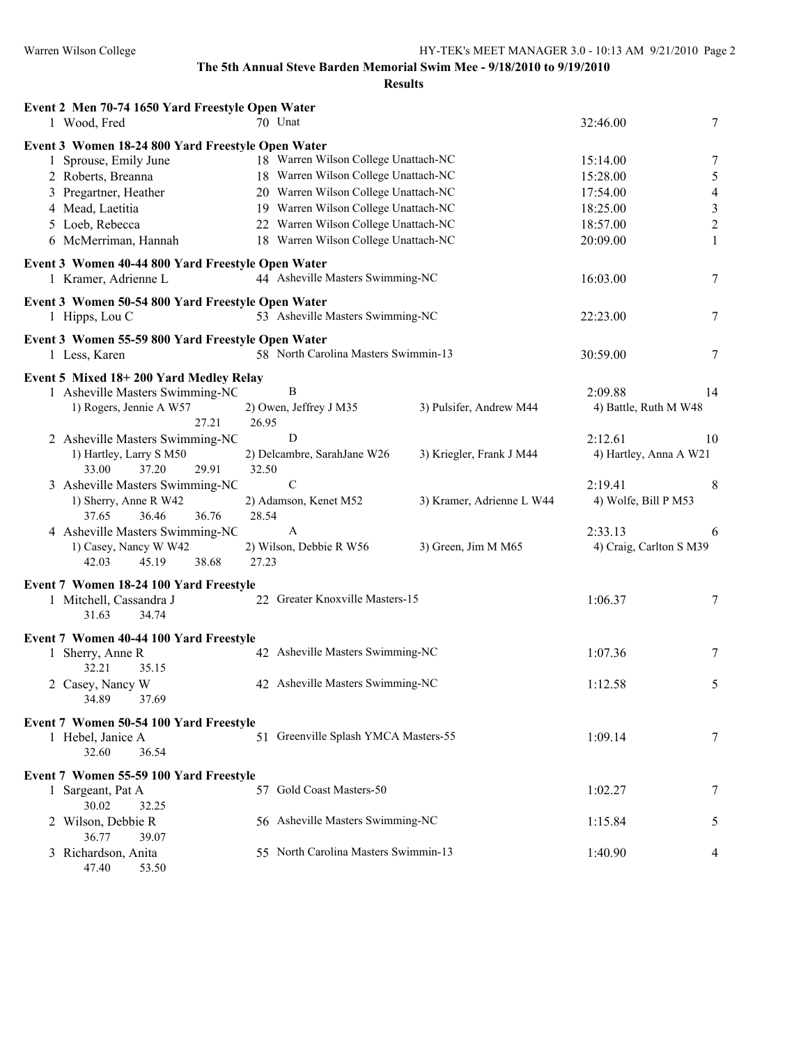**The 5th Annual Steve Barden Memorial Swim Mee - 9/18/2010 to 9/19/2010**

**Results**

**Event 2 Men 70-74 1650 Yard Freestyle Open Water**

| Place | Name | Age | Team | Time | Points |
|---|---|---|---|---|---|
| 1 | Wood, Fred | 70 | Unat | 32:46.00 | 7 |

**Event 3 Women 18-24 800 Yard Freestyle Open Water**

| Place | Name | Age | Team | Time | Points |
|---|---|---|---|---|---|
| 1 | Sprouse, Emily June | 18 | Warren Wilson College Unattach-NC | 15:14.00 | 7 |
| 2 | Roberts, Breanna | 18 | Warren Wilson College Unattach-NC | 15:28.00 | 5 |
| 3 | Pregartner, Heather | 20 | Warren Wilson College Unattach-NC | 17:54.00 | 4 |
| 4 | Mead, Laetitia | 19 | Warren Wilson College Unattach-NC | 18:25.00 | 3 |
| 5 | Loeb, Rebecca | 22 | Warren Wilson College Unattach-NC | 18:57.00 | 2 |
| 6 | McMerriman, Hannah | 18 | Warren Wilson College Unattach-NC | 20:09.00 | 1 |

**Event 3 Women 40-44 800 Yard Freestyle Open Water**

| Place | Name | Age | Team | Time | Points |
|---|---|---|---|---|---|
| 1 | Kramer, Adrienne L | 44 | Asheville Masters Swimming-NC | 16:03.00 | 7 |

**Event 3 Women 50-54 800 Yard Freestyle Open Water**

| Place | Name | Age | Team | Time | Points |
|---|---|---|---|---|---|
| 1 | Hipps, Lou C | 53 | Asheville Masters Swimming-NC | 22:23.00 | 7 |

**Event 3 Women 55-59 800 Yard Freestyle Open Water**

| Place | Name | Age | Team | Time | Points |
|---|---|---|---|---|---|
| 1 | Less, Karen | 58 | North Carolina Masters Swimmin-13 | 30:59.00 | 7 |

**Event 5 Mixed 18+ 200 Yard Medley Relay**

1 Asheville Masters Swimming-NC — B — 2:09.88 — 14
- 1) Rogers, Jennie A W57 2) Owen, Jeffrey J M35 3) Pulsifer, Andrew M44 4) Battle, Ruth M W48
- 27.21 26.95

2 Asheville Masters Swimming-NC — D — 2:12.61 — 10
- 1) Hartley, Larry S M50 2) Delcambre, SarahJane W26 3) Kriegler, Frank J M44 4) Hartley, Anna A W21
- 33.00 37.20 29.91 32.50

3 Asheville Masters Swimming-NC — C — 2:19.41 — 8
- 1) Sherry, Anne R W42 2) Adamson, Kenet M52 3) Kramer, Adrienne L W44 4) Wolfe, Bill P M53
- 37.65 36.46 36.76 28.54

4 Asheville Masters Swimming-NC — A — 2:33.13 — 6
- 1) Casey, Nancy W W42 2) Wilson, Debbie R W56 3) Green, Jim M M65 4) Craig, Carlton S M39
- 42.03 45.19 38.68 27.23

**Event 7 Women 18-24 100 Yard Freestyle**

| Place | Name | Age | Team | Time | Points |
|---|---|---|---|---|---|
| 1 | Mitchell, Cassandra J | 22 | Greater Knoxville Masters-15 | 1:06.37 | 7 |
| | 31.63 34.74 | | | | |

**Event 7 Women 40-44 100 Yard Freestyle**

| Place | Name | Age | Team | Time | Points |
|---|---|---|---|---|---|
| 1 | Sherry, Anne R | 42 | Asheville Masters Swimming-NC | 1:07.36 | 7 |
| | 32.21 35.15 | | | | |
| 2 | Casey, Nancy W | 42 | Asheville Masters Swimming-NC | 1:12.58 | 5 |
| | 34.89 37.69 | | | | |

**Event 7 Women 50-54 100 Yard Freestyle**

| Place | Name | Age | Team | Time | Points |
|---|---|---|---|---|---|
| 1 | Hebel, Janice A | 51 | Greenville Splash YMCA Masters-55 | 1:09.14 | 7 |
| | 32.60 36.54 | | | | |

**Event 7 Women 55-59 100 Yard Freestyle**

| Place | Name | Age | Team | Time | Points |
|---|---|---|---|---|---|
| 1 | Sargeant, Pat A | 57 | Gold Coast Masters-50 | 1:02.27 | 7 |
| | 30.02 32.25 | | | | |
| 2 | Wilson, Debbie R | 56 | Asheville Masters Swimming-NC | 1:15.84 | 5 |
| | 36.77 39.07 | | | | |
| 3 | Richardson, Anita | 55 | North Carolina Masters Swimmin-13 | 1:40.90 | 4 |
| | 47.40 53.50 | | | | |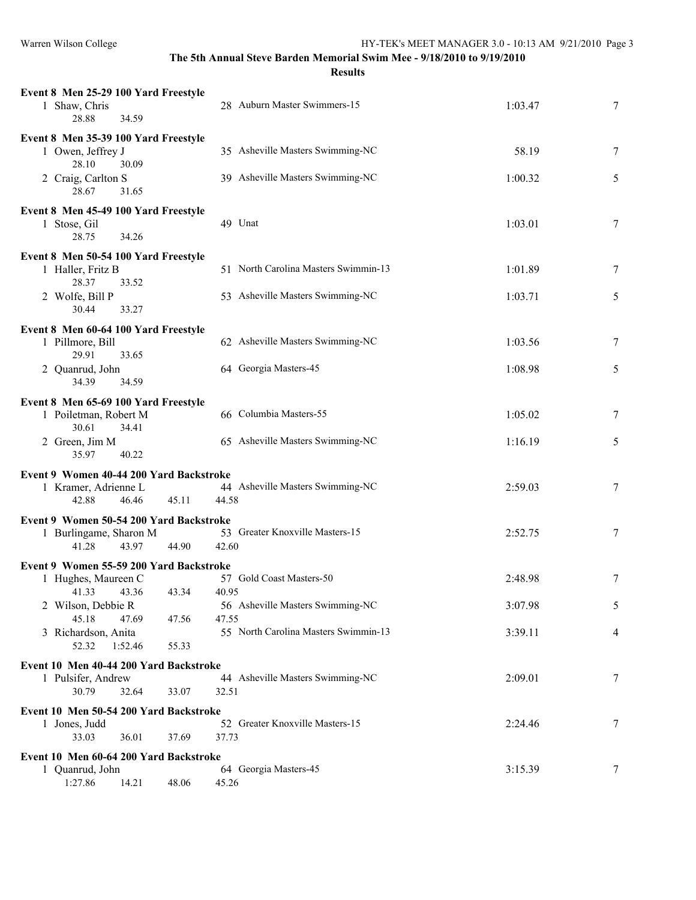## The 5th Annual Steve Barden Memorial Swim Mee - 9/18/2010 to 9/19/2010

### Results

**Event 8 Men 25-29 100 Yard Freestyle**

| Place | Name | Age | Team | Time | Points |
|---|---|---|---|---|---|
| 1 | Shaw, Chris | 28 | Auburn Master Swimmers-15 | 1:03.47 | 7 |
| | 28.88 34.59 | | | | |

**Event 8 Men 35-39 100 Yard Freestyle**

| Place | Name | Age | Team | Time | Points |
|---|---|---|---|---|---|
| 1 | Owen, Jeffrey J | 35 | Asheville Masters Swimming-NC | 58.19 | 7 |
| | 28.10 30.09 | | | | |
| 2 | Craig, Carlton S | 39 | Asheville Masters Swimming-NC | 1:00.32 | 5 |
| | 28.67 31.65 | | | | |

**Event 8 Men 45-49 100 Yard Freestyle**

| Place | Name | Age | Team | Time | Points |
|---|---|---|---|---|---|
| 1 | Stose, Gil | 49 | Unat | 1:03.01 | 7 |
| | 28.75 34.26 | | | | |

**Event 8 Men 50-54 100 Yard Freestyle**

| Place | Name | Age | Team | Time | Points |
|---|---|---|---|---|---|
| 1 | Haller, Fritz B | 51 | North Carolina Masters Swimmin-13 | 1:01.89 | 7 |
| | 28.37 33.52 | | | | |
| 2 | Wolfe, Bill P | 53 | Asheville Masters Swimming-NC | 1:03.71 | 5 |
| | 30.44 33.27 | | | | |

**Event 8 Men 60-64 100 Yard Freestyle**

| Place | Name | Age | Team | Time | Points |
|---|---|---|---|---|---|
| 1 | Pillmore, Bill | 62 | Asheville Masters Swimming-NC | 1:03.56 | 7 |
| | 29.91 33.65 | | | | |
| 2 | Quanrud, John | 64 | Georgia Masters-45 | 1:08.98 | 5 |
| | 34.39 34.59 | | | | |

**Event 8 Men 65-69 100 Yard Freestyle**

| Place | Name | Age | Team | Time | Points |
|---|---|---|---|---|---|
| 1 | Poiletman, Robert M | 66 | Columbia Masters-55 | 1:05.02 | 7 |
| | 30.61 34.41 | | | | |
| 2 | Green, Jim M | 65 | Asheville Masters Swimming-NC | 1:16.19 | 5 |
| | 35.97 40.22 | | | | |

**Event 9 Women 40-44 200 Yard Backstroke**

| Place | Name | Age | Team | Time | Points |
|---|---|---|---|---|---|
| 1 | Kramer, Adrienne L | 44 | Asheville Masters Swimming-NC | 2:59.03 | 7 |
| | 42.88 46.46 45.11 44.58 | | | | |

**Event 9 Women 50-54 200 Yard Backstroke**

| Place | Name | Age | Team | Time | Points |
|---|---|---|---|---|---|
| 1 | Burlingame, Sharon M | 53 | Greater Knoxville Masters-15 | 2:52.75 | 7 |
| | 41.28 43.97 44.90 42.60 | | | | |

**Event 9 Women 55-59 200 Yard Backstroke**

| Place | Name | Age | Team | Time | Points |
|---|---|---|---|---|---|
| 1 | Hughes, Maureen C | 57 | Gold Coast Masters-50 | 2:48.98 | 7 |
| | 41.33 43.36 43.34 40.95 | | | | |
| 2 | Wilson, Debbie R | 56 | Asheville Masters Swimming-NC | 3:07.98 | 5 |
| | 45.18 47.69 47.56 47.55 | | | | |
| 3 | Richardson, Anita | 55 | North Carolina Masters Swimmin-13 | 3:39.11 | 4 |
| | 52.32 1:52.46 55.33 | | | | |

**Event 10 Men 40-44 200 Yard Backstroke**

| Place | Name | Age | Team | Time | Points |
|---|---|---|---|---|---|
| 1 | Pulsifer, Andrew | 44 | Asheville Masters Swimming-NC | 2:09.01 | 7 |
| | 30.79 32.64 33.07 32.51 | | | | |

**Event 10 Men 50-54 200 Yard Backstroke**

| Place | Name | Age | Team | Time | Points |
|---|---|---|---|---|---|
| 1 | Jones, Judd | 52 | Greater Knoxville Masters-15 | 2:24.46 | 7 |
| | 33.03 36.01 37.69 37.73 | | | | |

**Event 10 Men 60-64 200 Yard Backstroke**

| Place | Name | Age | Team | Time | Points |
|---|---|---|---|---|---|
| 1 | Quanrud, John | 64 | Georgia Masters-45 | 3:15.39 | 7 |
| | 1:27.86 14.21 48.06 45.26 | | | | |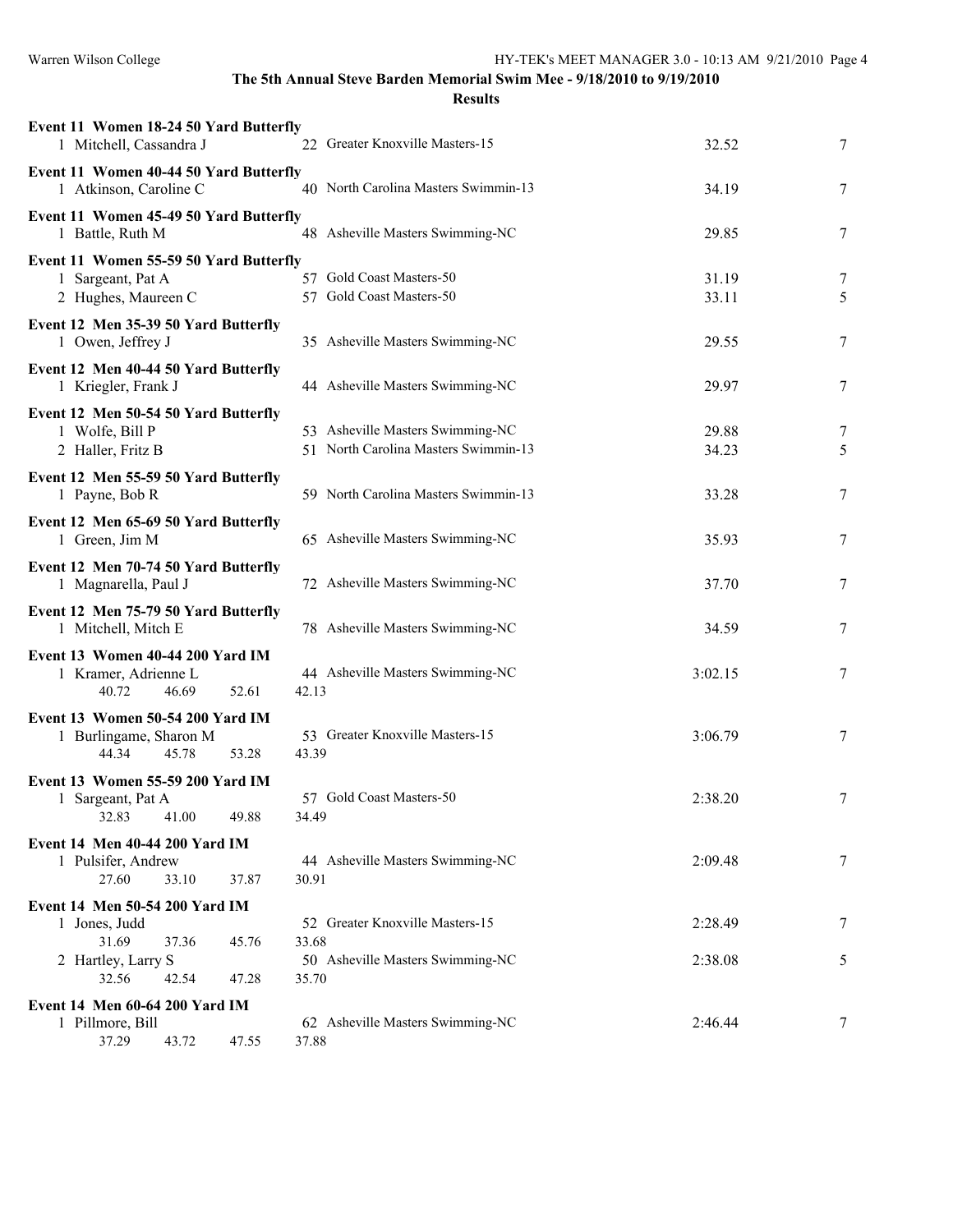**The 5th Annual Steve Barden Memorial Swim Mee - 9/18/2010 to 9/19/2010**

**Results**

**Event 11 Women 18-24 50 Yard Butterfly**

| | Name | Age | Team | Time | Points |
|---|---|---|---|---|---|
| 1 | Mitchell, Cassandra J | 22 | Greater Knoxville Masters-15 | 32.52 | 7 |

**Event 11 Women 40-44 50 Yard Butterfly**

| | Name | Age | Team | Time | Points |
|---|---|---|---|---|---|
| 1 | Atkinson, Caroline C | 40 | North Carolina Masters Swimmin-13 | 34.19 | 7 |

**Event 11 Women 45-49 50 Yard Butterfly**

| | Name | Age | Team | Time | Points |
|---|---|---|---|---|---|
| 1 | Battle, Ruth M | 48 | Asheville Masters Swimming-NC | 29.85 | 7 |

**Event 11 Women 55-59 50 Yard Butterfly**

| | Name | Age | Team | Time | Points |
|---|---|---|---|---|---|
| 1 | Sargeant, Pat A | 57 | Gold Coast Masters-50 | 31.19 | 7 |
| 2 | Hughes, Maureen C | 57 | Gold Coast Masters-50 | 33.11 | 5 |

**Event 12 Men 35-39 50 Yard Butterfly**

| | Name | Age | Team | Time | Points |
|---|---|---|---|---|---|
| 1 | Owen, Jeffrey J | 35 | Asheville Masters Swimming-NC | 29.55 | 7 |

**Event 12 Men 40-44 50 Yard Butterfly**

| | Name | Age | Team | Time | Points |
|---|---|---|---|---|---|
| 1 | Kriegler, Frank J | 44 | Asheville Masters Swimming-NC | 29.97 | 7 |

**Event 12 Men 50-54 50 Yard Butterfly**

| | Name | Age | Team | Time | Points |
|---|---|---|---|---|---|
| 1 | Wolfe, Bill P | 53 | Asheville Masters Swimming-NC | 29.88 | 7 |
| 2 | Haller, Fritz B | 51 | North Carolina Masters Swimmin-13 | 34.23 | 5 |

**Event 12 Men 55-59 50 Yard Butterfly**

| | Name | Age | Team | Time | Points |
|---|---|---|---|---|---|
| 1 | Payne, Bob R | 59 | North Carolina Masters Swimmin-13 | 33.28 | 7 |

**Event 12 Men 65-69 50 Yard Butterfly**

| | Name | Age | Team | Time | Points |
|---|---|---|---|---|---|
| 1 | Green, Jim M | 65 | Asheville Masters Swimming-NC | 35.93 | 7 |

**Event 12 Men 70-74 50 Yard Butterfly**

| | Name | Age | Team | Time | Points |
|---|---|---|---|---|---|
| 1 | Magnarella, Paul J | 72 | Asheville Masters Swimming-NC | 37.70 | 7 |

**Event 12 Men 75-79 50 Yard Butterfly**

| | Name | Age | Team | Time | Points |
|---|---|---|---|---|---|
| 1 | Mitchell, Mitch E | 78 | Asheville Masters Swimming-NC | 34.59 | 7 |

**Event 13 Women 40-44 200 Yard IM**

| | Name | Age | Team | Time | Points |
|---|---|---|---|---|---|
| 1 | Kramer, Adrienne L | 44 | Asheville Masters Swimming-NC | 3:02.15 | 7 |
| | 40.72 46.69 52.61 42.13 | | | | |

**Event 13 Women 50-54 200 Yard IM**

| | Name | Age | Team | Time | Points |
|---|---|---|---|---|---|
| 1 | Burlingame, Sharon M | 53 | Greater Knoxville Masters-15 | 3:06.79 | 7 |
| | 44.34 45.78 53.28 43.39 | | | | |

**Event 13 Women 55-59 200 Yard IM**

| | Name | Age | Team | Time | Points |
|---|---|---|---|---|---|
| 1 | Sargeant, Pat A | 57 | Gold Coast Masters-50 | 2:38.20 | 7 |
| | 32.83 41.00 49.88 34.49 | | | | |

**Event 14 Men 40-44 200 Yard IM**

| | Name | Age | Team | Time | Points |
|---|---|---|---|---|---|
| 1 | Pulsifer, Andrew | 44 | Asheville Masters Swimming-NC | 2:09.48 | 7 |
| | 27.60 33.10 37.87 30.91 | | | | |

**Event 14 Men 50-54 200 Yard IM**

| | Name | Age | Team | Time | Points |
|---|---|---|---|---|---|
| 1 | Jones, Judd | 52 | Greater Knoxville Masters-15 | 2:28.49 | 7 |
| | 31.69 37.36 45.76 33.68 | | | | |
| 2 | Hartley, Larry S | 50 | Asheville Masters Swimming-NC | 2:38.08 | 5 |
| | 32.56 42.54 47.28 35.70 | | | | |

**Event 14 Men 60-64 200 Yard IM**

| | Name | Age | Team | Time | Points |
|---|---|---|---|---|---|
| 1 | Pillmore, Bill | 62 | Asheville Masters Swimming-NC | 2:46.44 | 7 |
| | 37.29 43.72 47.55 37.88 | | | | |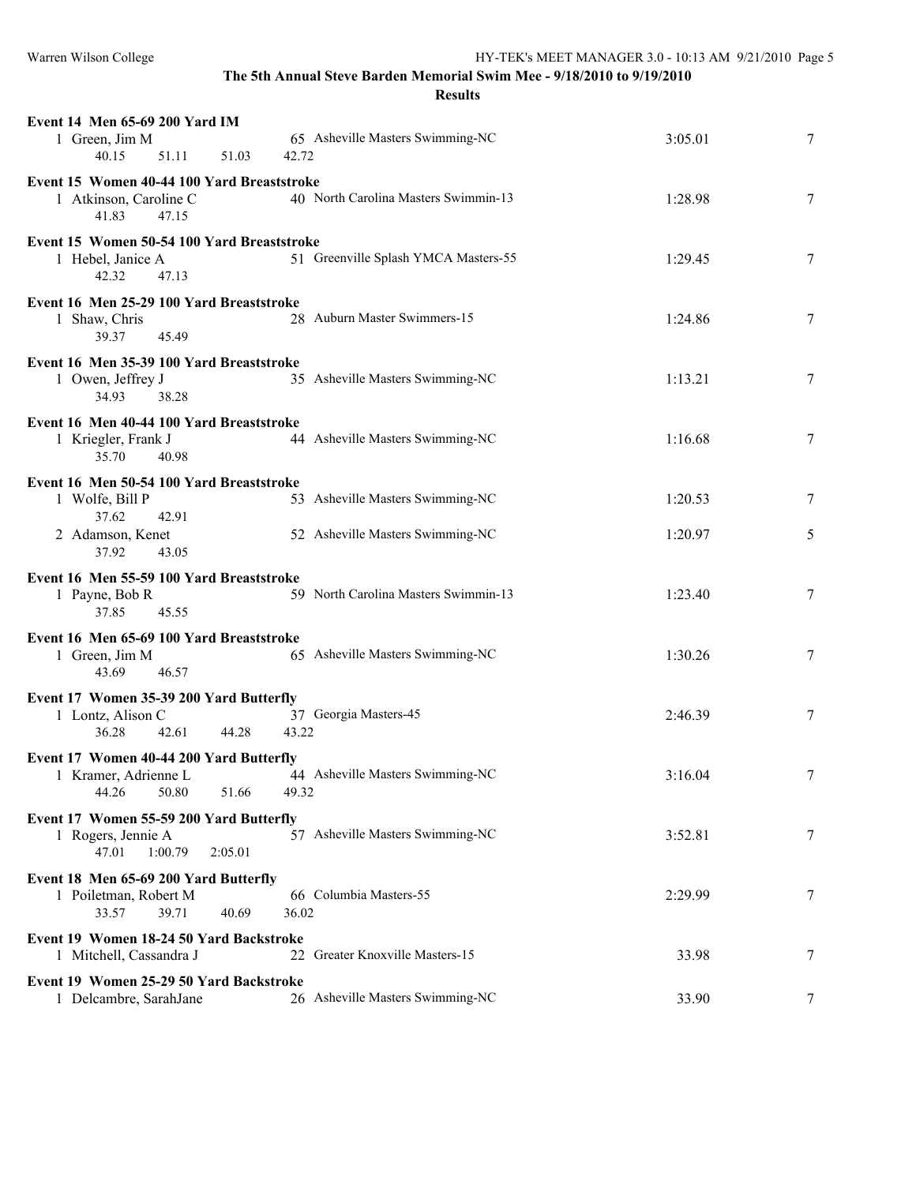## The 5th Annual Steve Barden Memorial Swim Mee - 9/18/2010 to 9/19/2010

### Results

**Event 14 Men 65-69 200 Yard IM**

| | Name | Age | Team | Time | Points |
|---|---|---|---|---|---|
| 1 | Green, Jim M | 65 | Asheville Masters Swimming-NC | 3:05.01 | 7 |
| | 40.15 51.11 51.03 42.72 | | | | |

**Event 15 Women 40-44 100 Yard Breaststroke**

| | Name | Age | Team | Time | Points |
|---|---|---|---|---|---|
| 1 | Atkinson, Caroline C | 40 | North Carolina Masters Swimmin-13 | 1:28.98 | 7 |
| | 41.83 47.15 | | | | |

**Event 15 Women 50-54 100 Yard Breaststroke**

| | Name | Age | Team | Time | Points |
|---|---|---|---|---|---|
| 1 | Hebel, Janice A | 51 | Greenville Splash YMCA Masters-55 | 1:29.45 | 7 |
| | 42.32 47.13 | | | | |

**Event 16 Men 25-29 100 Yard Breaststroke**

| | Name | Age | Team | Time | Points |
|---|---|---|---|---|---|
| 1 | Shaw, Chris | 28 | Auburn Master Swimmers-15 | 1:24.86 | 7 |
| | 39.37 45.49 | | | | |

**Event 16 Men 35-39 100 Yard Breaststroke**

| | Name | Age | Team | Time | Points |
|---|---|---|---|---|---|
| 1 | Owen, Jeffrey J | 35 | Asheville Masters Swimming-NC | 1:13.21 | 7 |
| | 34.93 38.28 | | | | |

**Event 16 Men 40-44 100 Yard Breaststroke**

| | Name | Age | Team | Time | Points |
|---|---|---|---|---|---|
| 1 | Kriegler, Frank J | 44 | Asheville Masters Swimming-NC | 1:16.68 | 7 |
| | 35.70 40.98 | | | | |

**Event 16 Men 50-54 100 Yard Breaststroke**

| | Name | Age | Team | Time | Points |
|---|---|---|---|---|---|
| 1 | Wolfe, Bill P | 53 | Asheville Masters Swimming-NC | 1:20.53 | 7 |
| | 37.62 42.91 | | | | |
| 2 | Adamson, Kenet | 52 | Asheville Masters Swimming-NC | 1:20.97 | 5 |
| | 37.92 43.05 | | | | |

**Event 16 Men 55-59 100 Yard Breaststroke**

| | Name | Age | Team | Time | Points |
|---|---|---|---|---|---|
| 1 | Payne, Bob R | 59 | North Carolina Masters Swimmin-13 | 1:23.40 | 7 |
| | 37.85 45.55 | | | | |

**Event 16 Men 65-69 100 Yard Breaststroke**

| | Name | Age | Team | Time | Points |
|---|---|---|---|---|---|
| 1 | Green, Jim M | 65 | Asheville Masters Swimming-NC | 1:30.26 | 7 |
| | 43.69 46.57 | | | | |

**Event 17 Women 35-39 200 Yard Butterfly**

| | Name | Age | Team | Time | Points |
|---|---|---|---|---|---|
| 1 | Lontz, Alison C | 37 | Georgia Masters-45 | 2:46.39 | 7 |
| | 36.28 42.61 44.28 43.22 | | | | |

**Event 17 Women 40-44 200 Yard Butterfly**

| | Name | Age | Team | Time | Points |
|---|---|---|---|---|---|
| 1 | Kramer, Adrienne L | 44 | Asheville Masters Swimming-NC | 3:16.04 | 7 |
| | 44.26 50.80 51.66 49.32 | | | | |

**Event 17 Women 55-59 200 Yard Butterfly**

| | Name | Age | Team | Time | Points |
|---|---|---|---|---|---|
| 1 | Rogers, Jennie A | 57 | Asheville Masters Swimming-NC | 3:52.81 | 7 |
| | 47.01 1:00.79 2:05.01 | | | | |

**Event 18 Men 65-69 200 Yard Butterfly**

| | Name | Age | Team | Time | Points |
|---|---|---|---|---|---|
| 1 | Poiletman, Robert M | 66 | Columbia Masters-55 | 2:29.99 | 7 |
| | 33.57 39.71 40.69 36.02 | | | | |

**Event 19 Women 18-24 50 Yard Backstroke**

| | Name | Age | Team | Time | Points |
|---|---|---|---|---|---|
| 1 | Mitchell, Cassandra J | 22 | Greater Knoxville Masters-15 | 33.98 | 7 |

**Event 19 Women 25-29 50 Yard Backstroke**

| | Name | Age | Team | Time | Points |
|---|---|---|---|---|---|
| 1 | Delcambre, SarahJane | 26 | Asheville Masters Swimming-NC | 33.90 | 7 |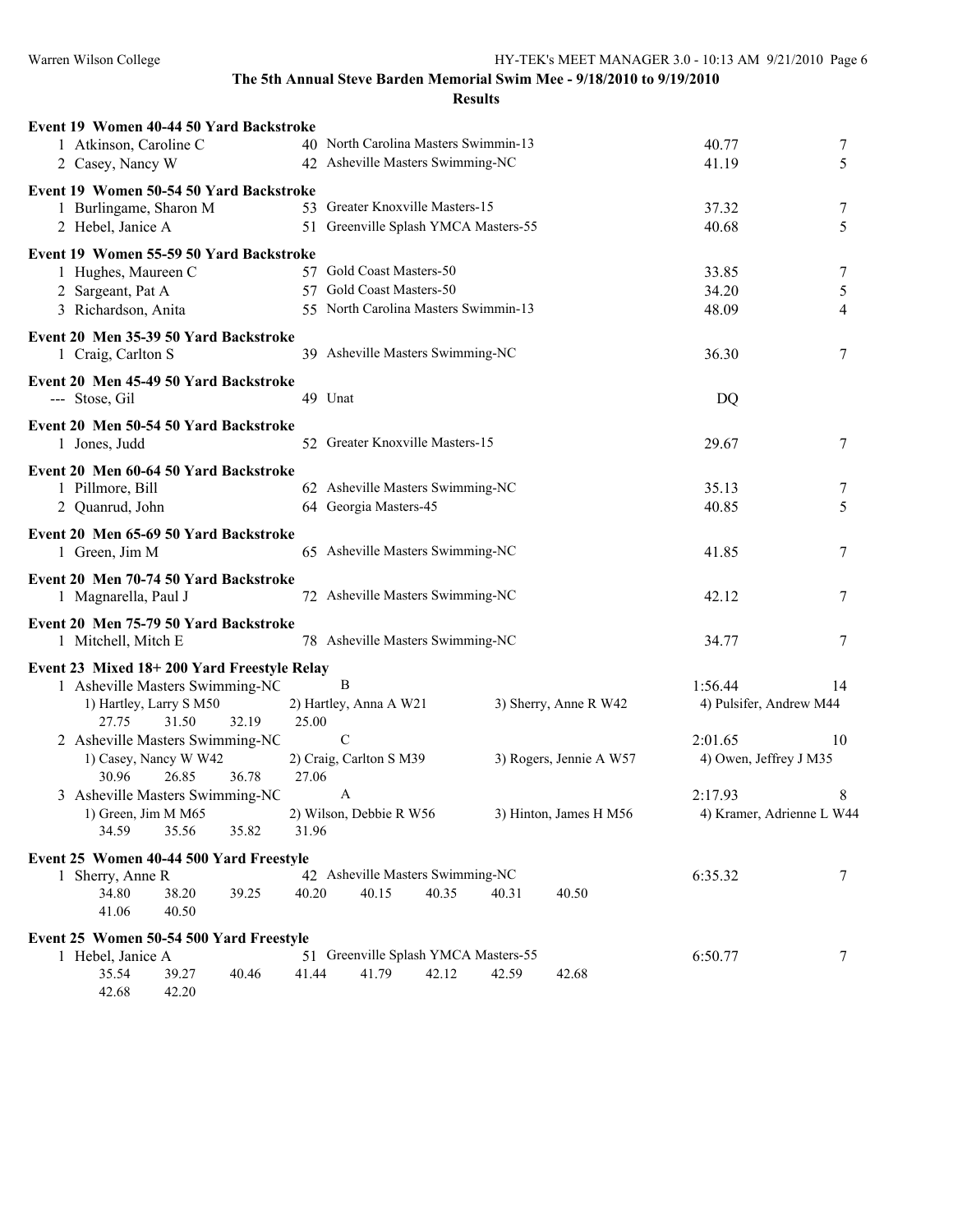## The 5th Annual Steve Barden Memorial Swim Mee - 9/18/2010 to 9/19/2010

### Results

**Event 19 Women 40-44 50 Yard Backstroke**

| Place | Name | Age | Team | Time | Points |
|---|---|---|---|---|---|
| 1 | Atkinson, Caroline C | 40 | North Carolina Masters Swimmin-13 | 40.77 | 7 |
| 2 | Casey, Nancy W | 42 | Asheville Masters Swimming-NC | 41.19 | 5 |

**Event 19 Women 50-54 50 Yard Backstroke**

| Place | Name | Age | Team | Time | Points |
|---|---|---|---|---|---|
| 1 | Burlingame, Sharon M | 53 | Greater Knoxville Masters-15 | 37.32 | 7 |
| 2 | Hebel, Janice A | 51 | Greenville Splash YMCA Masters-55 | 40.68 | 5 |

**Event 19 Women 55-59 50 Yard Backstroke**

| Place | Name | Age | Team | Time | Points |
|---|---|---|---|---|---|
| 1 | Hughes, Maureen C | 57 | Gold Coast Masters-50 | 33.85 | 7 |
| 2 | Sargeant, Pat A | 57 | Gold Coast Masters-50 | 34.20 | 5 |
| 3 | Richardson, Anita | 55 | North Carolina Masters Swimmin-13 | 48.09 | 4 |

**Event 20 Men 35-39 50 Yard Backstroke**

| Place | Name | Age | Team | Time | Points |
|---|---|---|---|---|---|
| 1 | Craig, Carlton S | 39 | Asheville Masters Swimming-NC | 36.30 | 7 |

**Event 20 Men 45-49 50 Yard Backstroke**

| Place | Name | Age | Team | Time | Points |
|---|---|---|---|---|---|
| --- | Stose, Gil | 49 | Unat | DQ | |

**Event 20 Men 50-54 50 Yard Backstroke**

| Place | Name | Age | Team | Time | Points |
|---|---|---|---|---|---|
| 1 | Jones, Judd | 52 | Greater Knoxville Masters-15 | 29.67 | 7 |

**Event 20 Men 60-64 50 Yard Backstroke**

| Place | Name | Age | Team | Time | Points |
|---|---|---|---|---|---|
| 1 | Pillmore, Bill | 62 | Asheville Masters Swimming-NC | 35.13 | 7 |
| 2 | Quanrud, John | 64 | Georgia Masters-45 | 40.85 | 5 |

**Event 20 Men 65-69 50 Yard Backstroke**

| Place | Name | Age | Team | Time | Points |
|---|---|---|---|---|---|
| 1 | Green, Jim M | 65 | Asheville Masters Swimming-NC | 41.85 | 7 |

**Event 20 Men 70-74 50 Yard Backstroke**

| Place | Name | Age | Team | Time | Points |
|---|---|---|---|---|---|
| 1 | Magnarella, Paul J | 72 | Asheville Masters Swimming-NC | 42.12 | 7 |

**Event 20 Men 75-79 50 Yard Backstroke**

| Place | Name | Age | Team | Time | Points |
|---|---|---|---|---|---|
| 1 | Mitchell, Mitch E | 78 | Asheville Masters Swimming-NC | 34.77 | 7 |

**Event 23 Mixed 18+ 200 Yard Freestyle Relay**

1 Asheville Masters Swimming-NC — B — 1:56.44 — 14
- 1) Hartley, Larry S M50  2) Hartley, Anna A W21  3) Sherry, Anne R W42  4) Pulsifer, Andrew M44
- 27.75  31.50  32.19  25.00

2 Asheville Masters Swimming-NC — C — 2:01.65 — 10
- 1) Casey, Nancy W W42  2) Craig, Carlton S M39  3) Rogers, Jennie A W57  4) Owen, Jeffrey J M35
- 30.96  26.85  36.78  27.06

3 Asheville Masters Swimming-NC — A — 2:17.93 — 8
- 1) Green, Jim M M65  2) Wilson, Debbie R W56  3) Hinton, James H M56  4) Kramer, Adrienne L W44
- 34.59  35.56  35.82  31.96

**Event 25 Women 40-44 500 Yard Freestyle**

1 Sherry, Anne R — 42 — Asheville Masters Swimming-NC — 6:35.32 — 7
- 34.80  38.20  39.25  40.20  40.15  40.35  40.31  40.50
- 41.06  40.50

**Event 25 Women 50-54 500 Yard Freestyle**

1 Hebel, Janice A — 51 — Greenville Splash YMCA Masters-55 — 6:50.77 — 7
- 35.54  39.27  40.46  41.44  41.79  42.12  42.59  42.68
- 42.68  42.20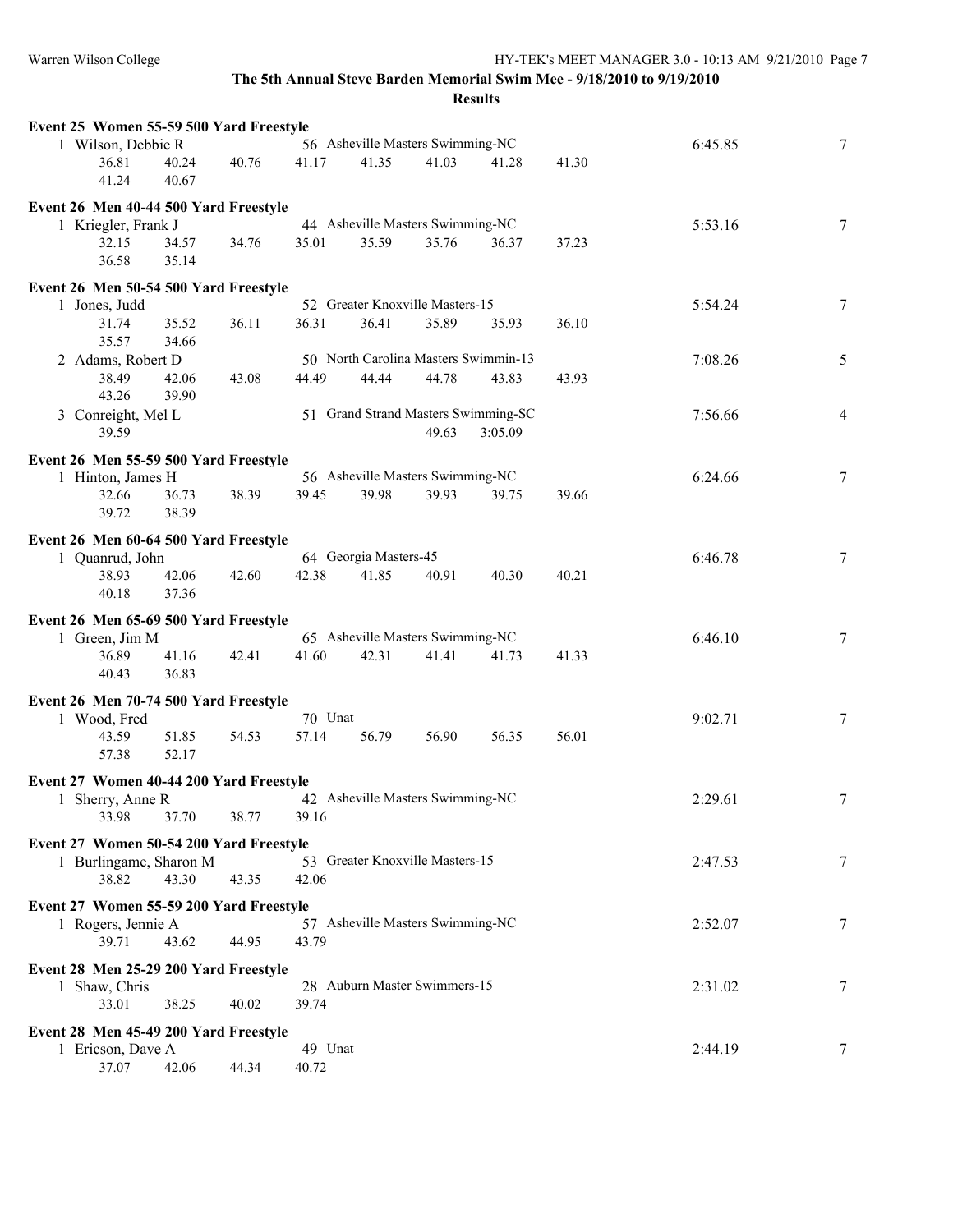**The 5th Annual Steve Barden Memorial Swim Mee - 9/18/2010 to 9/19/2010**

**Results**

**Event 25 Women 55-59 500 Yard Freestyle**

1 Wilson, Debbie R — 56 Asheville Masters Swimming-NC — 6:45.85 — 7
36.81 40.24 40.76 41.17 41.35 41.03 41.28 41.30
41.24 40.67

**Event 26 Men 40-44 500 Yard Freestyle**

1 Kriegler, Frank J — 44 Asheville Masters Swimming-NC — 5:53.16 — 7
32.15 34.57 34.76 35.01 35.59 35.76 36.37 37.23
36.58 35.14

**Event 26 Men 50-54 500 Yard Freestyle**

1 Jones, Judd — 52 Greater Knoxville Masters-15 — 5:54.24 — 7
31.74 35.52 36.11 36.31 36.41 35.89 35.93 36.10
35.57 34.66

2 Adams, Robert D — 50 North Carolina Masters Swimmin-13 — 7:08.26 — 5
38.49 42.06 43.08 44.49 44.44 44.78 43.83 43.93
43.26 39.90

3 Conreight, Mel L — 51 Grand Strand Masters Swimming-SC — 7:56.66 — 4
39.59 49.63 3:05.09

**Event 26 Men 55-59 500 Yard Freestyle**

1 Hinton, James H — 56 Asheville Masters Swimming-NC — 6:24.66 — 7
32.66 36.73 38.39 39.45 39.98 39.93 39.75 39.66
39.72 38.39

**Event 26 Men 60-64 500 Yard Freestyle**

1 Quanrud, John — 64 Georgia Masters-45 — 6:46.78 — 7
38.93 42.06 42.60 42.38 41.85 40.91 40.30 40.21
40.18 37.36

**Event 26 Men 65-69 500 Yard Freestyle**

1 Green, Jim M — 65 Asheville Masters Swimming-NC — 6:46.10 — 7
36.89 41.16 42.41 41.60 42.31 41.41 41.73 41.33
40.43 36.83

**Event 26 Men 70-74 500 Yard Freestyle**

1 Wood, Fred — 70 Unat — 9:02.71 — 7
43.59 51.85 54.53 57.14 56.79 56.90 56.35 56.01
57.38 52.17

**Event 27 Women 40-44 200 Yard Freestyle**

1 Sherry, Anne R — 42 Asheville Masters Swimming-NC — 2:29.61 — 7
33.98 37.70 38.77 39.16

**Event 27 Women 50-54 200 Yard Freestyle**

1 Burlingame, Sharon M — 53 Greater Knoxville Masters-15 — 2:47.53 — 7
38.82 43.30 43.35 42.06

**Event 27 Women 55-59 200 Yard Freestyle**

1 Rogers, Jennie A — 57 Asheville Masters Swimming-NC — 2:52.07 — 7
39.71 43.62 44.95 43.79

**Event 28 Men 25-29 200 Yard Freestyle**

1 Shaw, Chris — 28 Auburn Master Swimmers-15 — 2:31.02 — 7
33.01 38.25 40.02 39.74

**Event 28 Men 45-49 200 Yard Freestyle**

1 Ericson, Dave A — 49 Unat — 2:44.19 — 7
37.07 42.06 44.34 40.72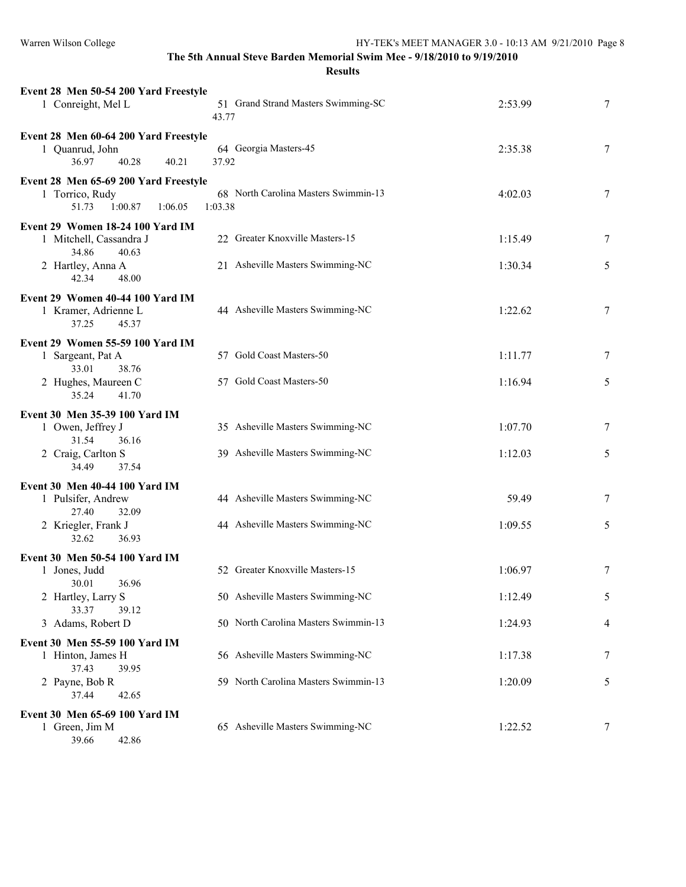**The 5th Annual Steve Barden Memorial Swim Mee - 9/18/2010 to 9/19/2010**

**Results**

**Event 28 Men 50-54 200 Yard Freestyle**

| Place | Name | Age | Team | Time | Points |
|---|---|---|---|---|---|
| 1 | Conreight, Mel L | 51 | Grand Strand Masters Swimming-SC | 2:53.99 | 7 |

Splits: 43.77

**Event 28 Men 60-64 200 Yard Freestyle**

| Place | Name | Age | Team | Time | Points |
|---|---|---|---|---|---|
| 1 | Quanrud, John | 64 | Georgia Masters-45 | 2:35.38 | 7 |

Splits: 36.97 40.28 40.21 37.92

**Event 28 Men 65-69 200 Yard Freestyle**

| Place | Name | Age | Team | Time | Points |
|---|---|---|---|---|---|
| 1 | Torrico, Rudy | 68 | North Carolina Masters Swimmin-13 | 4:02.03 | 7 |

Splits: 51.73 1:00.87 1:06.05 1:03.38

**Event 29 Women 18-24 100 Yard IM**

| Place | Name | Age | Team | Time | Points |
|---|---|---|---|---|---|
| 1 | Mitchell, Cassandra J | 22 | Greater Knoxville Masters-15 | 1:15.49 | 7 |
| | 34.86 40.63 | | | | |
| 2 | Hartley, Anna A | 21 | Asheville Masters Swimming-NC | 1:30.34 | 5 |
| | 42.34 48.00 | | | | |

**Event 29 Women 40-44 100 Yard IM**

| Place | Name | Age | Team | Time | Points |
|---|---|---|---|---|---|
| 1 | Kramer, Adrienne L | 44 | Asheville Masters Swimming-NC | 1:22.62 | 7 |
| | 37.25 45.37 | | | | |

**Event 29 Women 55-59 100 Yard IM**

| Place | Name | Age | Team | Time | Points |
|---|---|---|---|---|---|
| 1 | Sargeant, Pat A | 57 | Gold Coast Masters-50 | 1:11.77 | 7 |
| | 33.01 38.76 | | | | |
| 2 | Hughes, Maureen C | 57 | Gold Coast Masters-50 | 1:16.94 | 5 |
| | 35.24 41.70 | | | | |

**Event 30 Men 35-39 100 Yard IM**

| Place | Name | Age | Team | Time | Points |
|---|---|---|---|---|---|
| 1 | Owen, Jeffrey J | 35 | Asheville Masters Swimming-NC | 1:07.70 | 7 |
| | 31.54 36.16 | | | | |
| 2 | Craig, Carlton S | 39 | Asheville Masters Swimming-NC | 1:12.03 | 5 |
| | 34.49 37.54 | | | | |

**Event 30 Men 40-44 100 Yard IM**

| Place | Name | Age | Team | Time | Points |
|---|---|---|---|---|---|
| 1 | Pulsifer, Andrew | 44 | Asheville Masters Swimming-NC | 59.49 | 7 |
| | 27.40 32.09 | | | | |
| 2 | Kriegler, Frank J | 44 | Asheville Masters Swimming-NC | 1:09.55 | 5 |
| | 32.62 36.93 | | | | |

**Event 30 Men 50-54 100 Yard IM**

| Place | Name | Age | Team | Time | Points |
|---|---|---|---|---|---|
| 1 | Jones, Judd | 52 | Greater Knoxville Masters-15 | 1:06.97 | 7 |
| | 30.01 36.96 | | | | |
| 2 | Hartley, Larry S | 50 | Asheville Masters Swimming-NC | 1:12.49 | 5 |
| | 33.37 39.12 | | | | |
| 3 | Adams, Robert D | 50 | North Carolina Masters Swimmin-13 | 1:24.93 | 4 |

**Event 30 Men 55-59 100 Yard IM**

| Place | Name | Age | Team | Time | Points |
|---|---|---|---|---|---|
| 1 | Hinton, James H | 56 | Asheville Masters Swimming-NC | 1:17.38 | 7 |
| | 37.43 39.95 | | | | |
| 2 | Payne, Bob R | 59 | North Carolina Masters Swimmin-13 | 1:20.09 | 5 |
| | 37.44 42.65 | | | | |

**Event 30 Men 65-69 100 Yard IM**

| Place | Name | Age | Team | Time | Points |
|---|---|---|---|---|---|
| 1 | Green, Jim M | 65 | Asheville Masters Swimming-NC | 1:22.52 | 7 |
| | 39.66 42.86 | | | | |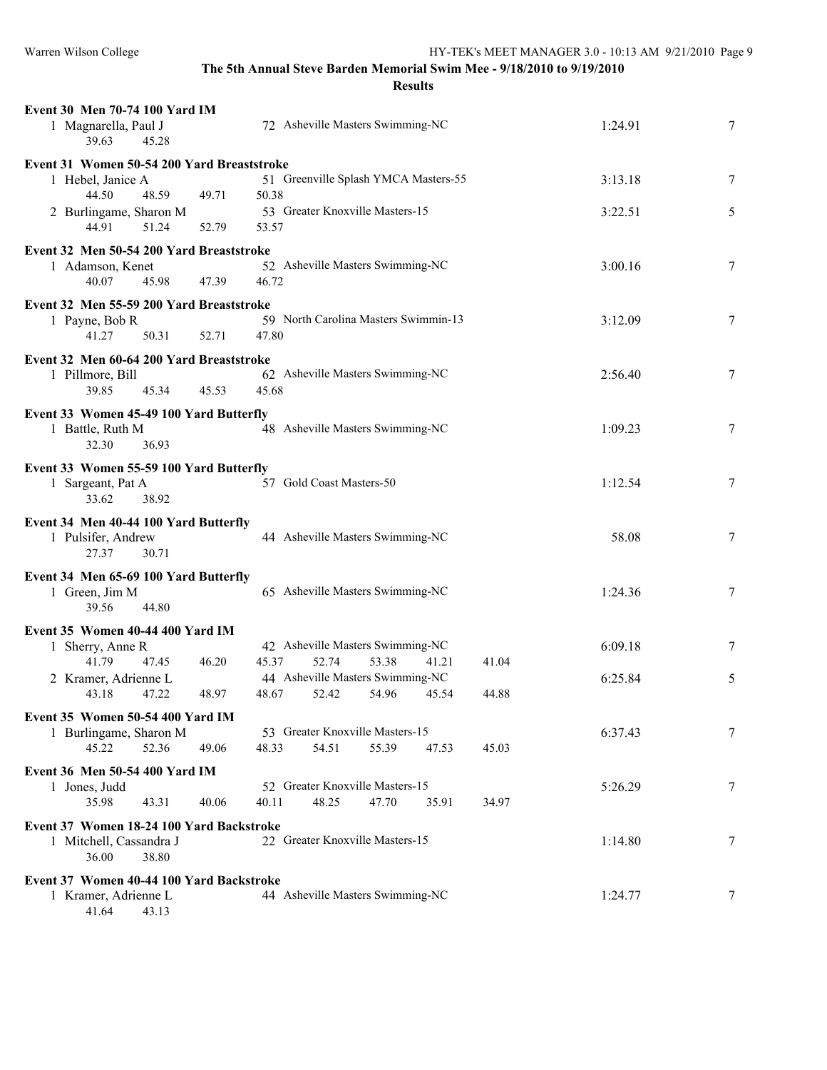**The 5th Annual Steve Barden Memorial Swim Mee - 9/18/2010 to 9/19/2010**

**Results**

**Event 30 Men 70-74 100 Yard IM**

| Place | Name | Age | Team | Time | Points |
|---|---|---|---|---|---|
| 1 | Magnarella, Paul J | 72 | Asheville Masters Swimming-NC | 1:24.91 | 7 |
| | 39.63  45.28 | | | | |

**Event 31 Women 50-54 200 Yard Breaststroke**

| Place | Name | Age | Team | Time | Points |
|---|---|---|---|---|---|
| 1 | Hebel, Janice A | 51 | Greenville Splash YMCA Masters-55 | 3:13.18 | 7 |
| | 44.50  48.59  49.71  50.38 | | | | |
| 2 | Burlingame, Sharon M | 53 | Greater Knoxville Masters-15 | 3:22.51 | 5 |
| | 44.91  51.24  52.79  53.57 | | | | |

**Event 32 Men 50-54 200 Yard Breaststroke**

| Place | Name | Age | Team | Time | Points |
|---|---|---|---|---|---|
| 1 | Adamson, Kenet | 52 | Asheville Masters Swimming-NC | 3:00.16 | 7 |
| | 40.07  45.98  47.39  46.72 | | | | |

**Event 32 Men 55-59 200 Yard Breaststroke**

| Place | Name | Age | Team | Time | Points |
|---|---|---|---|---|---|
| 1 | Payne, Bob R | 59 | North Carolina Masters Swimmin-13 | 3:12.09 | 7 |
| | 41.27  50.31  52.71  47.80 | | | | |

**Event 32 Men 60-64 200 Yard Breaststroke**

| Place | Name | Age | Team | Time | Points |
|---|---|---|---|---|---|
| 1 | Pillmore, Bill | 62 | Asheville Masters Swimming-NC | 2:56.40 | 7 |
| | 39.85  45.34  45.53  45.68 | | | | |

**Event 33 Women 45-49 100 Yard Butterfly**

| Place | Name | Age | Team | Time | Points |
|---|---|---|---|---|---|
| 1 | Battle, Ruth M | 48 | Asheville Masters Swimming-NC | 1:09.23 | 7 |
| | 32.30  36.93 | | | | |

**Event 33 Women 55-59 100 Yard Butterfly**

| Place | Name | Age | Team | Time | Points |
|---|---|---|---|---|---|
| 1 | Sargeant, Pat A | 57 | Gold Coast Masters-50 | 1:12.54 | 7 |
| | 33.62  38.92 | | | | |

**Event 34 Men 40-44 100 Yard Butterfly**

| Place | Name | Age | Team | Time | Points |
|---|---|---|---|---|---|
| 1 | Pulsifer, Andrew | 44 | Asheville Masters Swimming-NC | 58.08 | 7 |
| | 27.37  30.71 | | | | |

**Event 34 Men 65-69 100 Yard Butterfly**

| Place | Name | Age | Team | Time | Points |
|---|---|---|---|---|---|
| 1 | Green, Jim M | 65 | Asheville Masters Swimming-NC | 1:24.36 | 7 |
| | 39.56  44.80 | | | | |

**Event 35 Women 40-44 400 Yard IM**

| Place | Name | Age | Team | Time | Points |
|---|---|---|---|---|---|
| 1 | Sherry, Anne R | 42 | Asheville Masters Swimming-NC | 6:09.18 | 7 |
| | 41.79  47.45  46.20  45.37  52.74  53.38  41.21  41.04 | | | | |
| 2 | Kramer, Adrienne L | 44 | Asheville Masters Swimming-NC | 6:25.84 | 5 |
| | 43.18  47.22  48.97  48.67  52.42  54.96  45.54  44.88 | | | | |

**Event 35 Women 50-54 400 Yard IM**

| Place | Name | Age | Team | Time | Points |
|---|---|---|---|---|---|
| 1 | Burlingame, Sharon M | 53 | Greater Knoxville Masters-15 | 6:37.43 | 7 |
| | 45.22  52.36  49.06  48.33  54.51  55.39  47.53  45.03 | | | | |

**Event 36 Men 50-54 400 Yard IM**

| Place | Name | Age | Team | Time | Points |
|---|---|---|---|---|---|
| 1 | Jones, Judd | 52 | Greater Knoxville Masters-15 | 5:26.29 | 7 |
| | 35.98  43.31  40.06  40.11  48.25  47.70  35.91  34.97 | | | | |

**Event 37 Women 18-24 100 Yard Backstroke**

| Place | Name | Age | Team | Time | Points |
|---|---|---|---|---|---|
| 1 | Mitchell, Cassandra J | 22 | Greater Knoxville Masters-15 | 1:14.80 | 7 |
| | 36.00  38.80 | | | | |

**Event 37 Women 40-44 100 Yard Backstroke**

| Place | Name | Age | Team | Time | Points |
|---|---|---|---|---|---|
| 1 | Kramer, Adrienne L | 44 | Asheville Masters Swimming-NC | 1:24.77 | 7 |
| | 41.64  43.13 | | | | |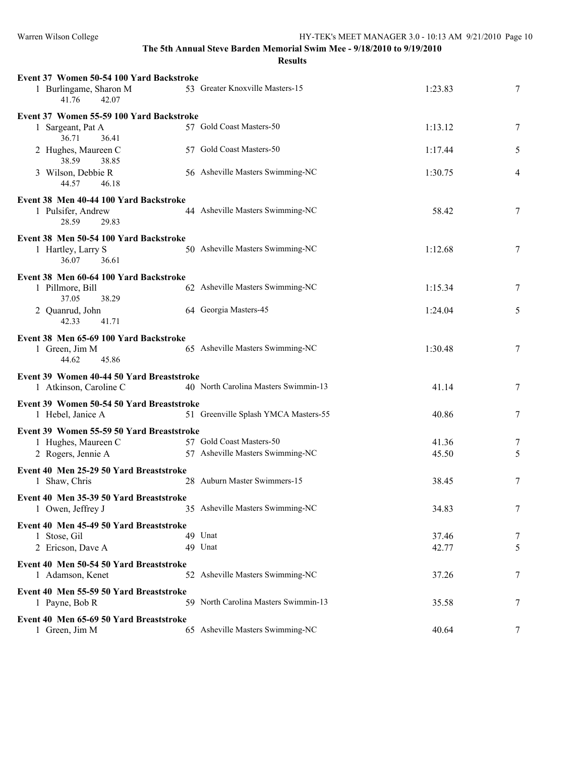## The 5th Annual Steve Barden Memorial Swim Mee - 9/18/2010 to 9/19/2010

### Results

**Event 37 Women 50-54 100 Yard Backstroke**

| Place | Name | Age | Team | Time | Points |
|---|---|---|---|---|---|
| 1 | Burlingame, Sharon M | 53 | Greater Knoxville Masters-15 | 1:23.83 | 7 |
| | 41.76 42.07 | | | | |

**Event 37 Women 55-59 100 Yard Backstroke**

| Place | Name | Age | Team | Time | Points |
|---|---|---|---|---|---|
| 1 | Sargeant, Pat A | 57 | Gold Coast Masters-50 | 1:13.12 | 7 |
| | 36.71 36.41 | | | | |
| 2 | Hughes, Maureen C | 57 | Gold Coast Masters-50 | 1:17.44 | 5 |
| | 38.59 38.85 | | | | |
| 3 | Wilson, Debbie R | 56 | Asheville Masters Swimming-NC | 1:30.75 | 4 |
| | 44.57 46.18 | | | | |

**Event 38 Men 40-44 100 Yard Backstroke**

| Place | Name | Age | Team | Time | Points |
|---|---|---|---|---|---|
| 1 | Pulsifer, Andrew | 44 | Asheville Masters Swimming-NC | 58.42 | 7 |
| | 28.59 29.83 | | | | |

**Event 38 Men 50-54 100 Yard Backstroke**

| Place | Name | Age | Team | Time | Points |
|---|---|---|---|---|---|
| 1 | Hartley, Larry S | 50 | Asheville Masters Swimming-NC | 1:12.68 | 7 |
| | 36.07 36.61 | | | | |

**Event 38 Men 60-64 100 Yard Backstroke**

| Place | Name | Age | Team | Time | Points |
|---|---|---|---|---|---|
| 1 | Pillmore, Bill | 62 | Asheville Masters Swimming-NC | 1:15.34 | 7 |
| | 37.05 38.29 | | | | |
| 2 | Quanrud, John | 64 | Georgia Masters-45 | 1:24.04 | 5 |
| | 42.33 41.71 | | | | |

**Event 38 Men 65-69 100 Yard Backstroke**

| Place | Name | Age | Team | Time | Points |
|---|---|---|---|---|---|
| 1 | Green, Jim M | 65 | Asheville Masters Swimming-NC | 1:30.48 | 7 |
| | 44.62 45.86 | | | | |

**Event 39 Women 40-44 50 Yard Breaststroke**

| Place | Name | Age | Team | Time | Points |
|---|---|---|---|---|---|
| 1 | Atkinson, Caroline C | 40 | North Carolina Masters Swimmin-13 | 41.14 | 7 |

**Event 39 Women 50-54 50 Yard Breaststroke**

| Place | Name | Age | Team | Time | Points |
|---|---|---|---|---|---|
| 1 | Hebel, Janice A | 51 | Greenville Splash YMCA Masters-55 | 40.86 | 7 |

**Event 39 Women 55-59 50 Yard Breaststroke**

| Place | Name | Age | Team | Time | Points |
|---|---|---|---|---|---|
| 1 | Hughes, Maureen C | 57 | Gold Coast Masters-50 | 41.36 | 7 |
| 2 | Rogers, Jennie A | 57 | Asheville Masters Swimming-NC | 45.50 | 5 |

**Event 40 Men 25-29 50 Yard Breaststroke**

| Place | Name | Age | Team | Time | Points |
|---|---|---|---|---|---|
| 1 | Shaw, Chris | 28 | Auburn Master Swimmers-15 | 38.45 | 7 |

**Event 40 Men 35-39 50 Yard Breaststroke**

| Place | Name | Age | Team | Time | Points |
|---|---|---|---|---|---|
| 1 | Owen, Jeffrey J | 35 | Asheville Masters Swimming-NC | 34.83 | 7 |

**Event 40 Men 45-49 50 Yard Breaststroke**

| Place | Name | Age | Team | Time | Points |
|---|---|---|---|---|---|
| 1 | Stose, Gil | 49 | Unat | 37.46 | 7 |
| 2 | Ericson, Dave A | 49 | Unat | 42.77 | 5 |

**Event 40 Men 50-54 50 Yard Breaststroke**

| Place | Name | Age | Team | Time | Points |
|---|---|---|---|---|---|
| 1 | Adamson, Kenet | 52 | Asheville Masters Swimming-NC | 37.26 | 7 |

**Event 40 Men 55-59 50 Yard Breaststroke**

| Place | Name | Age | Team | Time | Points |
|---|---|---|---|---|---|
| 1 | Payne, Bob R | 59 | North Carolina Masters Swimmin-13 | 35.58 | 7 |

**Event 40 Men 65-69 50 Yard Breaststroke**

| Place | Name | Age | Team | Time | Points |
|---|---|---|---|---|---|
| 1 | Green, Jim M | 65 | Asheville Masters Swimming-NC | 40.64 | 7 |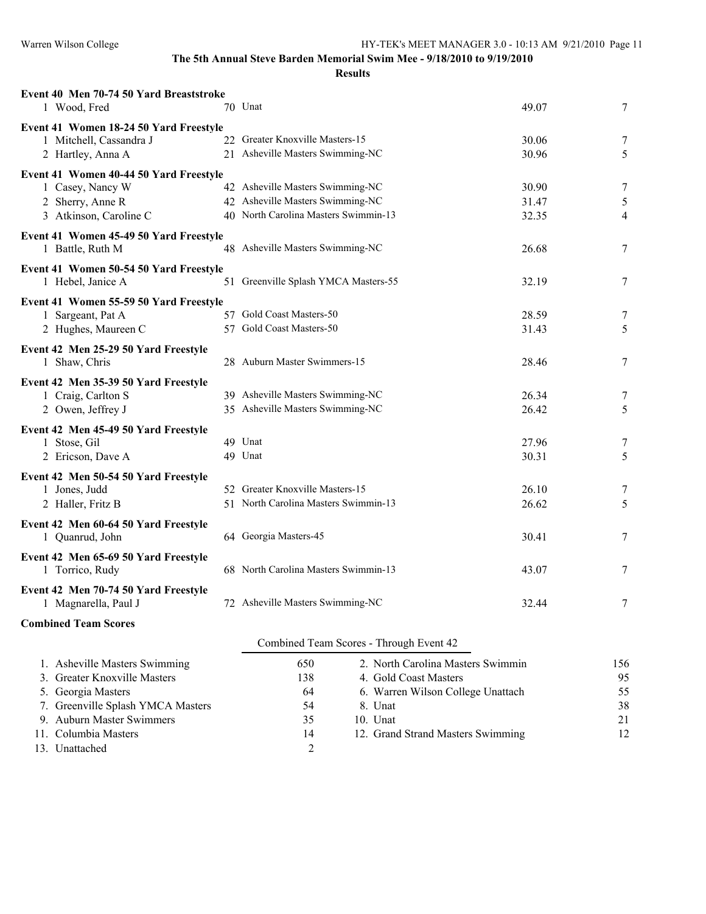**The 5th Annual Steve Barden Memorial Swim Mee - 9/18/2010 to 9/19/2010**

**Results**

**Event 40 Men 70-74 50 Yard Breaststroke**

| | Name | Age | Team | Time | Points |
|---|---|---|---|---|---|
| 1 | Wood, Fred | 70 | Unat | 49.07 | 7 |

**Event 41 Women 18-24 50 Yard Freestyle**

| | Name | Age | Team | Time | Points |
|---|---|---|---|---|---|
| 1 | Mitchell, Cassandra J | 22 | Greater Knoxville Masters-15 | 30.06 | 7 |
| 2 | Hartley, Anna A | 21 | Asheville Masters Swimming-NC | 30.96 | 5 |

**Event 41 Women 40-44 50 Yard Freestyle**

| | Name | Age | Team | Time | Points |
|---|---|---|---|---|---|
| 1 | Casey, Nancy W | 42 | Asheville Masters Swimming-NC | 30.90 | 7 |
| 2 | Sherry, Anne R | 42 | Asheville Masters Swimming-NC | 31.47 | 5 |
| 3 | Atkinson, Caroline C | 40 | North Carolina Masters Swimmin-13 | 32.35 | 4 |

**Event 41 Women 45-49 50 Yard Freestyle**

| | Name | Age | Team | Time | Points |
|---|---|---|---|---|---|
| 1 | Battle, Ruth M | 48 | Asheville Masters Swimming-NC | 26.68 | 7 |

**Event 41 Women 50-54 50 Yard Freestyle**

| | Name | Age | Team | Time | Points |
|---|---|---|---|---|---|
| 1 | Hebel, Janice A | 51 | Greenville Splash YMCA Masters-55 | 32.19 | 7 |

**Event 41 Women 55-59 50 Yard Freestyle**

| | Name | Age | Team | Time | Points |
|---|---|---|---|---|---|
| 1 | Sargeant, Pat A | 57 | Gold Coast Masters-50 | 28.59 | 7 |
| 2 | Hughes, Maureen C | 57 | Gold Coast Masters-50 | 31.43 | 5 |

**Event 42 Men 25-29 50 Yard Freestyle**

| | Name | Age | Team | Time | Points |
|---|---|---|---|---|---|
| 1 | Shaw, Chris | 28 | Auburn Master Swimmers-15 | 28.46 | 7 |

**Event 42 Men 35-39 50 Yard Freestyle**

| | Name | Age | Team | Time | Points |
|---|---|---|---|---|---|
| 1 | Craig, Carlton S | 39 | Asheville Masters Swimming-NC | 26.34 | 7 |
| 2 | Owen, Jeffrey J | 35 | Asheville Masters Swimming-NC | 26.42 | 5 |

**Event 42 Men 45-49 50 Yard Freestyle**

| | Name | Age | Team | Time | Points |
|---|---|---|---|---|---|
| 1 | Stose, Gil | 49 | Unat | 27.96 | 7 |
| 2 | Ericson, Dave A | 49 | Unat | 30.31 | 5 |

**Event 42 Men 50-54 50 Yard Freestyle**

| | Name | Age | Team | Time | Points |
|---|---|---|---|---|---|
| 1 | Jones, Judd | 52 | Greater Knoxville Masters-15 | 26.10 | 7 |
| 2 | Haller, Fritz B | 51 | North Carolina Masters Swimmin-13 | 26.62 | 5 |

**Event 42 Men 60-64 50 Yard Freestyle**

| | Name | Age | Team | Time | Points |
|---|---|---|---|---|---|
| 1 | Quanrud, John | 64 | Georgia Masters-45 | 30.41 | 7 |

**Event 42 Men 65-69 50 Yard Freestyle**

| | Name | Age | Team | Time | Points |
|---|---|---|---|---|---|
| 1 | Torrico, Rudy | 68 | North Carolina Masters Swimmin-13 | 43.07 | 7 |

**Event 42 Men 70-74 50 Yard Freestyle**

| | Name | Age | Team | Time | Points |
|---|---|---|---|---|---|
| 1 | Magnarella, Paul J | 72 | Asheville Masters Swimming-NC | 32.44 | 7 |

**Combined Team Scores**

Combined Team Scores - Through Event 42

| Place | Team | Score | Place | Team | Score |
|---|---|---|---|---|---|
| 1. | Asheville Masters Swimming | 650 | 2. | North Carolina Masters Swimmin | 156 |
| 3. | Greater Knoxville Masters | 138 | 4. | Gold Coast Masters | 95 |
| 5. | Georgia Masters | 64 | 6. | Warren Wilson College Unattach | 55 |
| 7. | Greenville Splash YMCA Masters | 54 | 8. | Unat | 38 |
| 9. | Auburn Master Swimmers | 35 | 10. | Unat | 21 |
| 11. | Columbia Masters | 14 | 12. | Grand Strand Masters Swimming | 12 |
| 13. | Unattached | 2 | | | |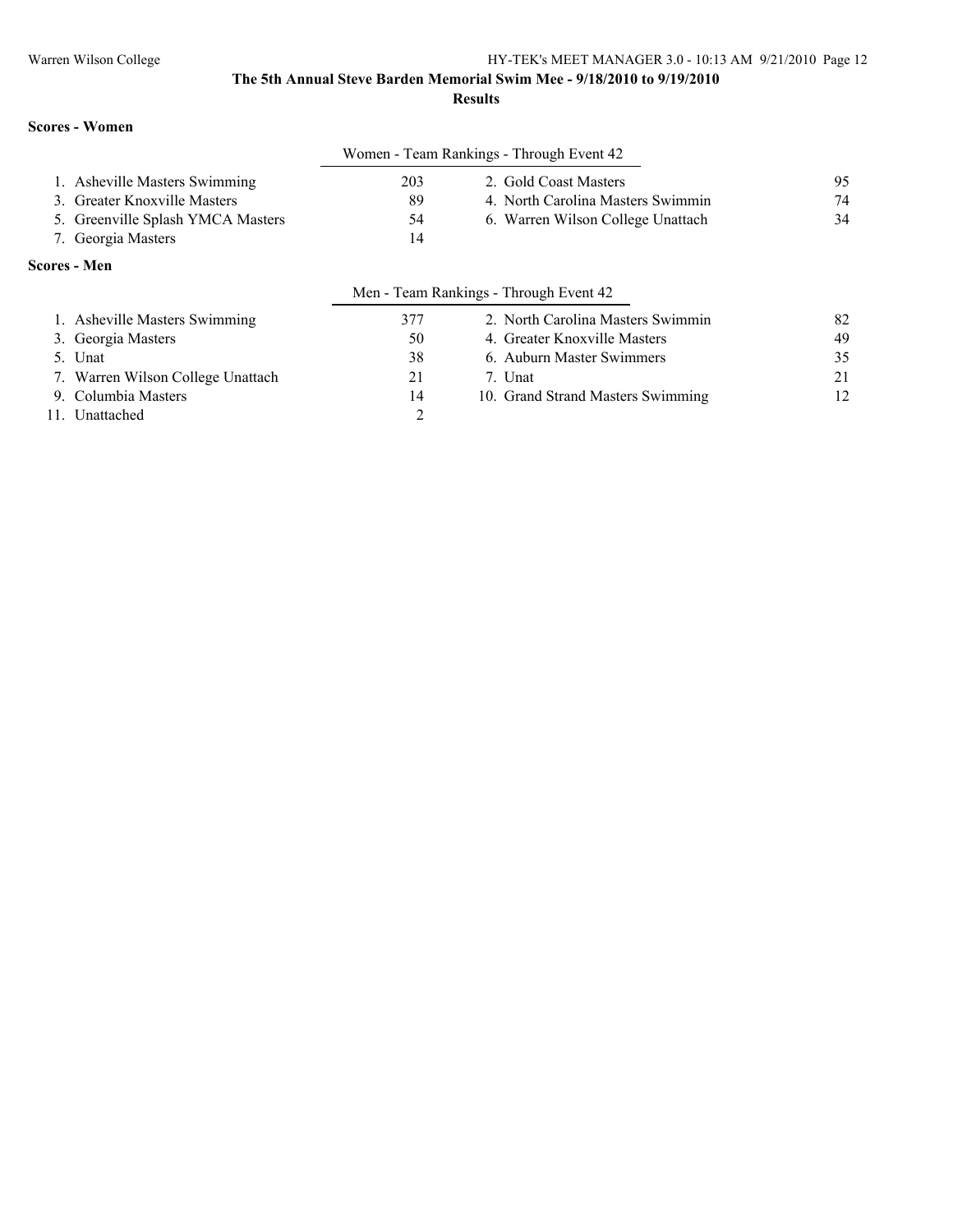**The 5th Annual Steve Barden Memorial Swim Mee - 9/18/2010 to 9/19/2010**

**Results**

## Scores - Women

Women - Team Rankings - Through Event 42

| | | | |
|---|---|---|---|
| 1. Asheville Masters Swimming | 203 | 2. Gold Coast Masters | 95 |
| 3. Greater Knoxville Masters | 89 | 4. North Carolina Masters Swimmin | 74 |
| 5. Greenville Splash YMCA Masters | 54 | 6. Warren Wilson College Unattach | 34 |
| 7. Georgia Masters | 14 | | |

## Scores - Men

Men - Team Rankings - Through Event 42

| | | | |
|---|---|---|---|
| 1. Asheville Masters Swimming | 377 | 2. North Carolina Masters Swimmin | 82 |
| 3. Georgia Masters | 50 | 4. Greater Knoxville Masters | 49 |
| 5. Unat | 38 | 6. Auburn Master Swimmers | 35 |
| 7. Warren Wilson College Unattach | 21 | 7. Unat | 21 |
| 9. Columbia Masters | 14 | 10. Grand Strand Masters Swimming | 12 |
| 11. Unattached | 2 | | |